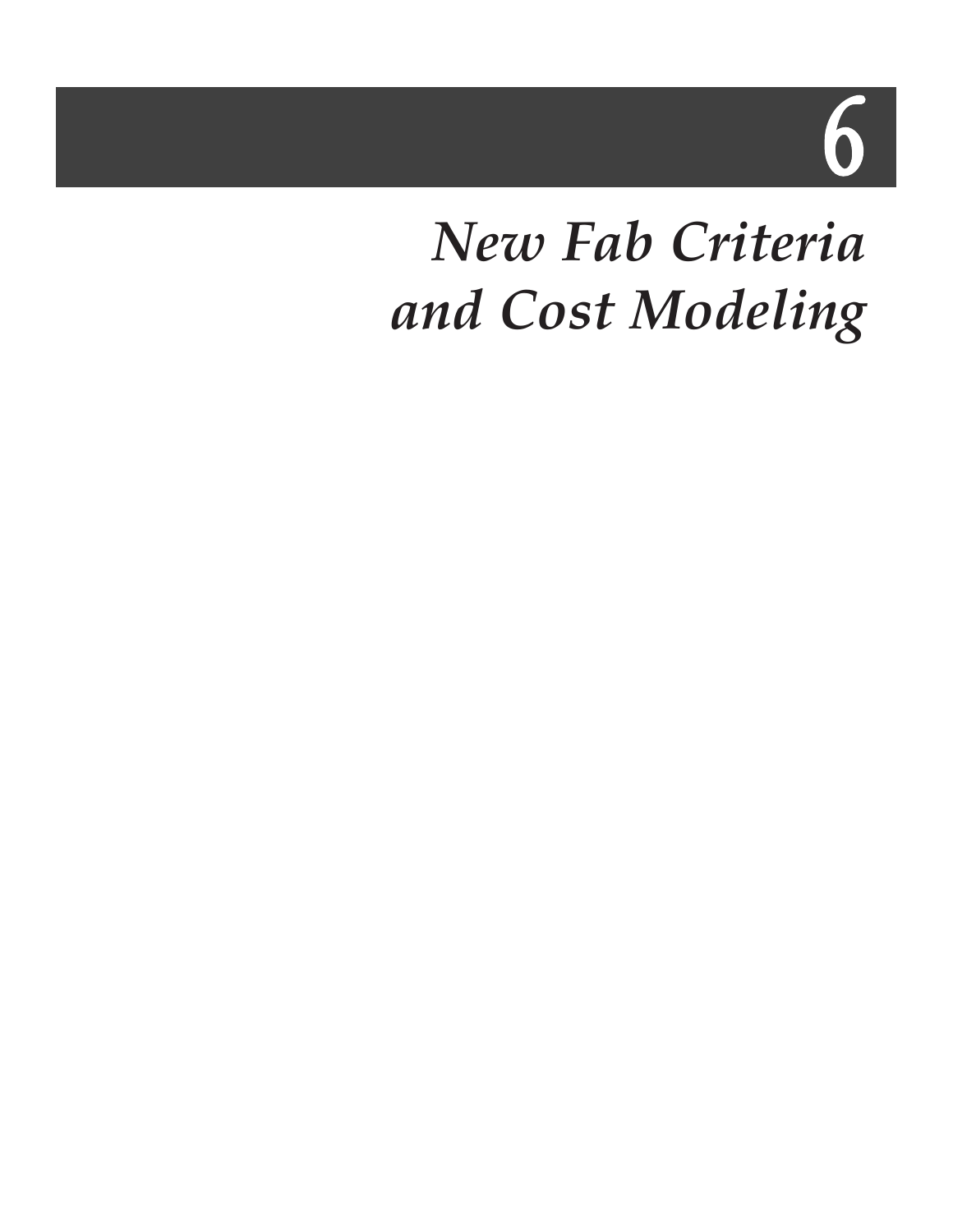# 6

# *New Fab Criteria and Cost Modeling*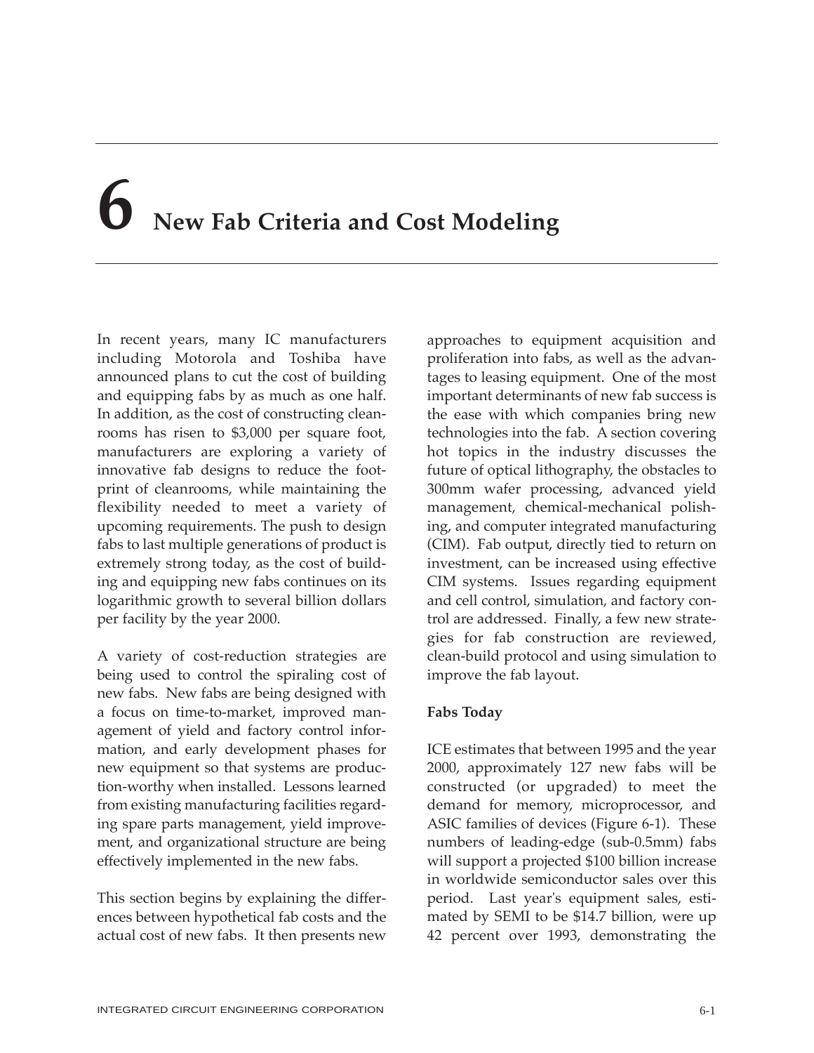# 6 New Fab Criteria and Cost Modeling

In recent years, many IC manufacturers including Motorola and Toshiba have announced plans to cut the cost of building and equipping fabs by as much as one half. In addition, as the cost of constructing cleanrooms has risen to $3,000 per square foot, manufacturers are exploring a variety of innovative fab designs to reduce the footprint of cleanrooms, while maintaining the flexibility needed to meet a variety of upcoming requirements. The push to design fabs to last multiple generations of product is extremely strong today, as the cost of building and equipping new fabs continues on its logarithmic growth to several billion dollars per facility by the year 2000.

A variety of cost-reduction strategies are being used to control the spiraling cost of new fabs. New fabs are being designed with a focus on time-to-market, improved management of yield and factory control information, and early development phases for new equipment so that systems are production-worthy when installed. Lessons learned from existing manufacturing facilities regarding spare parts management, yield improvement, and organizational structure are being effectively implemented in the new fabs.

This section begins by explaining the differences between hypothetical fab costs and the actual cost of new fabs. It then presents new approaches to equipment acquisition and proliferation into fabs, as well as the advantages to leasing equipment. One of the most important determinants of new fab success is the ease with which companies bring new technologies into the fab. A section covering hot topics in the industry discusses the future of optical lithography, the obstacles to 300mm wafer processing, advanced yield management, chemical-mechanical polishing, and computer integrated manufacturing (CIM). Fab output, directly tied to return on investment, can be increased using effective CIM systems. Issues regarding equipment and cell control, simulation, and factory control are addressed. Finally, a few new strategies for fab construction are reviewed, clean-build protocol and using simulation to improve the fab layout.

**Fabs Today**

ICE estimates that between 1995 and the year 2000, approximately 127 new fabs will be constructed (or upgraded) to meet the demand for memory, microprocessor, and ASIC families of devices (Figure 6-1). These numbers of leading-edge (sub-0.5mm) fabs will support a projected $100 billion increase in worldwide semiconductor sales over this period. Last year's equipment sales, estimated by SEMI to be $14.7 billion, were up 42 percent over 1993, demonstrating the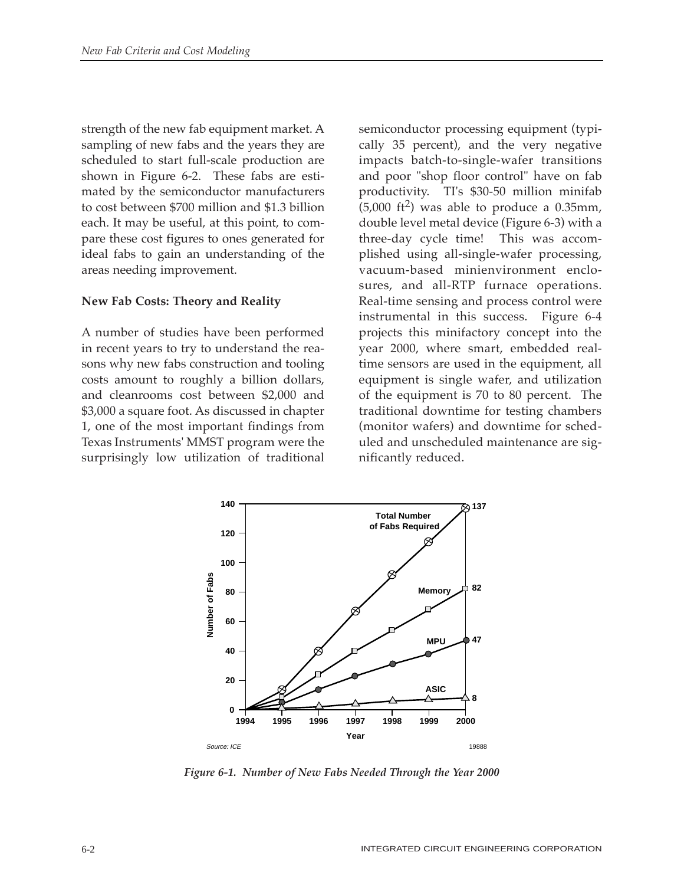strength of the new fab equipment market. A sampling of new fabs and the years they are scheduled to start full-scale production are shown in Figure 6-2. These fabs are estimated by the semiconductor manufacturers to cost between $700 million and $1.3 billion each. It may be useful, at this point, to compare these cost figures to ones generated for ideal fabs to gain an understanding of the areas needing improvement.

**New Fab Costs: Theory and Reality**

A number of studies have been performed in recent years to try to understand the reasons why new fabs construction and tooling costs amount to roughly a billion dollars, and cleanrooms cost between $2,000 and $3,000 a square foot. As discussed in chapter 1, one of the most important findings from Texas Instruments' MMST program were the surprisingly low utilization of traditional semiconductor processing equipment (typically 35 percent), and the very negative impacts batch-to-single-wafer transitions and poor "shop floor control" have on fab productivity. TI's $30-50 million minifab (5,000 ft$^2$) was able to produce a 0.35mm, double level metal device (Figure 6-3) with a three-day cycle time! This was accomplished using all-single-wafer processing, vacuum-based minienvironment enclosures, and all-RTP furnace operations. Real-time sensing and process control were instrumental in this success. Figure 6-4 projects this minifactory concept into the year 2000, where smart, embedded real-time sensors are used in the equipment, all equipment is single wafer, and utilization of the equipment is 70 to 80 percent. The traditional downtime for testing chambers (monitor wafers) and downtime for scheduled and unscheduled maintenance are significantly reduced.

*Figure 6-1. Number of New Fabs Needed Through the Year 2000*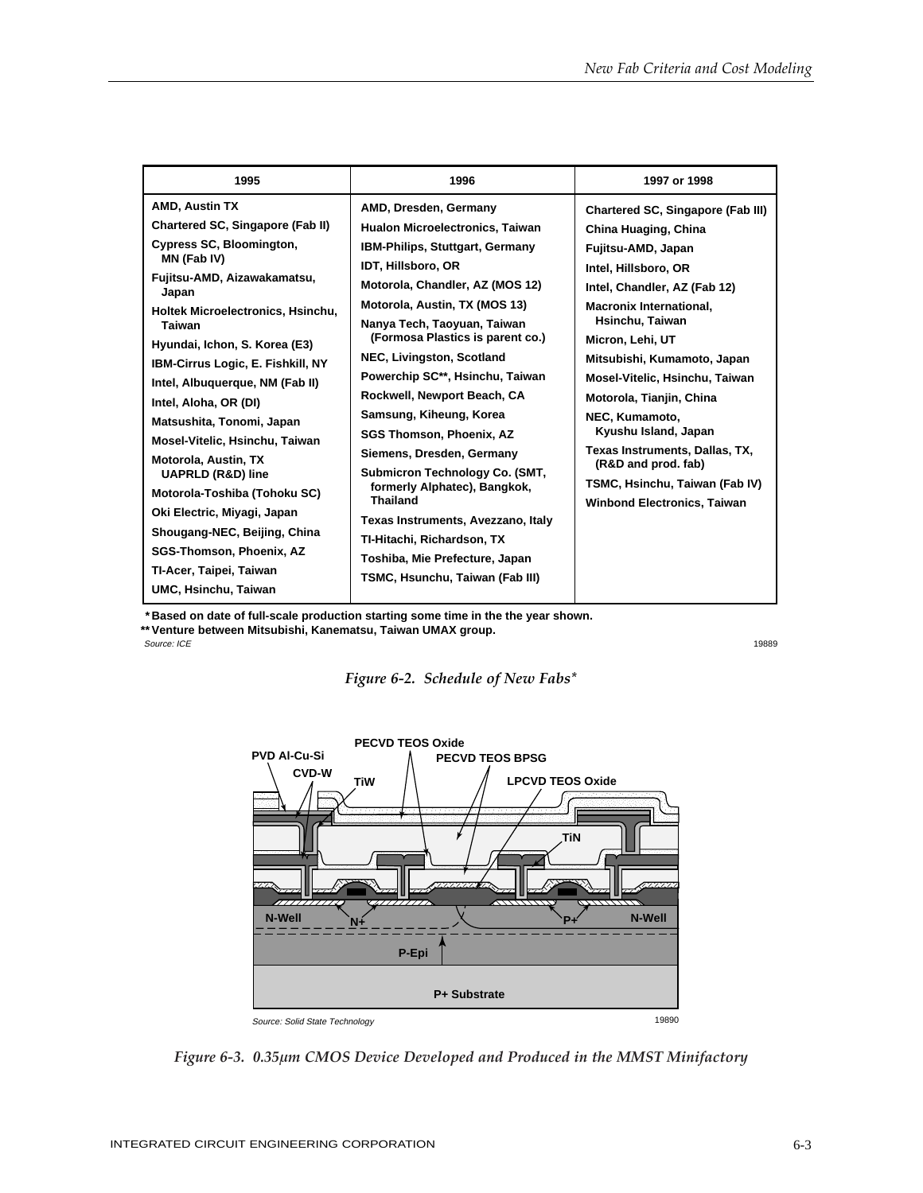| 1995 | 1996 | 1997 or 1998 |
|---|---|---|
| AMD, Austin TX | AMD, Dresden, Germany | Chartered SC, Singapore (Fab III) |
| Chartered SC, Singapore (Fab II) | Hualon Microelectronics, Taiwan | China Huaging, China |
| Cypress SC, Bloomington, MN (Fab IV) | IBM-Philips, Stuttgart, Germany | Fujitsu-AMD, Japan |
| Fujitsu-AMD, Aizawakamatsu, Japan | IDT, Hillsboro, OR | Intel, Hillsboro, OR |
| Holtek Microelectronics, Hsinchu, Taiwan | Motorola, Chandler, AZ (MOS 12) | Intel, Chandler, AZ (Fab 12) |
| Hyundai, Ichon, S. Korea (E3) | Motorola, Austin, TX (MOS 13) | Macronix International, Hsinchu, Taiwan |
| IBM-Cirrus Logic, E. Fishkill, NY | Nanya Tech, Taoyuan, Taiwan (Formosa Plastics is parent co.) | Micron, Lehi, UT |
| Intel, Albuquerque, NM (Fab II) | NEC, Livingston, Scotland | Mitsubishi, Kumamoto, Japan |
| Intel, Aloha, OR (DI) | Powerchip SC**, Hsinchu, Taiwan | Mosel-Vitelic, Hsinchu, Taiwan |
| Matsushita, Tonomi, Japan | Rockwell, Newport Beach, CA | Motorola, Tianjin, China |
| Mosel-Vitelic, Hsinchu, Taiwan | Samsung, Kiheung, Korea | NEC, Kumamoto, Kyushu Island, Japan |
| Motorola, Austin, TX UAPRLD (R&D) line | SGS Thomson, Phoenix, AZ | Texas Instruments, Dallas, TX, (R&D and prod. fab) |
| Motorola-Toshiba (Tohoku SC) | Siemens, Dresden, Germany | TSMC, Hsinchu, Taiwan (Fab IV) |
| Oki Electric, Miyagi, Japan | Submicron Technology Co. (SMT, formerly Alphatec), Bangkok, Thailand | Winbond Electronics, Taiwan |
| Shougang-NEC, Beijing, China | Texas Instruments, Avezzano, Italy | |
| SGS-Thomson, Phoenix, AZ | TI-Hitachi, Richardson, TX | |
| TI-Acer, Taipei, Taiwan | Toshiba, Mie Prefecture, Japan | |
| UMC, Hsinchu, Taiwan | TSMC, Hsunchu, Taiwan (Fab III) | |

\* Based on date of full-scale production starting some time in the the year shown.
** Venture between Mitsubishi, Kanematsu, Taiwan UMAX group.
*Source: ICE*

19889

*Figure 6-2. Schedule of New Fabs**

PVD Al-Cu-Si, CVD-W, TiW, PECVD TEOS Oxide, PECVD TEOS BPSG, LPCVD TEOS Oxide, TiN, N-Well, N+, P+, N-Well, P-Epi, P+ Substrate

*Source: Solid State Technology*

19890

*Figure 6-3. 0.35µm CMOS Device Developed and Produced in the MMST Minifactory*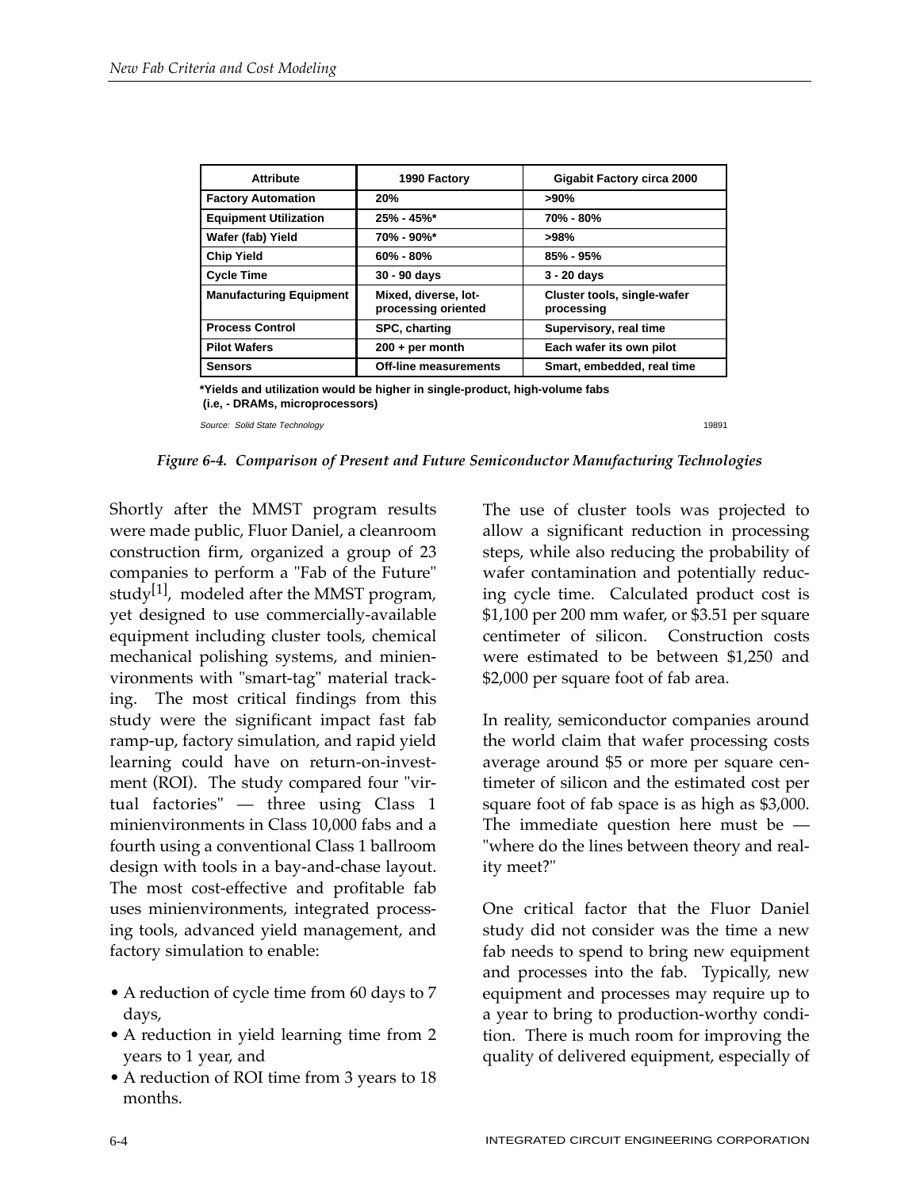| Attribute | 1990 Factory | Gigabit Factory circa 2000 |
|---|---|---|
| Factory Automation | 20% | >90% |
| Equipment Utilization | 25% - 45%* | 70% - 80% |
| Wafer (fab) Yield | 70% - 90%* | >98% |
| Chip Yield | 60% - 80% | 85% - 95% |
| Cycle Time | 30 - 90 days | 3 - 20 days |
| Manufacturing Equipment | Mixed, diverse, lot-processing oriented | Cluster tools, single-wafer processing |
| Process Control | SPC, charting | Supervisory, real time |
| Pilot Wafers | 200 + per month | Each wafer its own pilot |
| Sensors | Off-line measurements | Smart, embedded, real time |

*Yields and utilization would be higher in single-product, high-volume fabs (i.e, - DRAMs, microprocessors)

Source: Solid State Technology

19891

*Figure 6-4. Comparison of Present and Future Semiconductor Manufacturing Technologies*

Shortly after the MMST program results were made public, Fluor Daniel, a cleanroom construction firm, organized a group of 23 companies to perform a "Fab of the Future" study[1], modeled after the MMST program, yet designed to use commercially-available equipment including cluster tools, chemical mechanical polishing systems, and minienvironments with "smart-tag" material tracking. The most critical findings from this study were the significant impact fast fab ramp-up, factory simulation, and rapid yield learning could have on return-on-investment (ROI). The study compared four "virtual factories" — three using Class 1 minienvironments in Class 10,000 fabs and a fourth using a conventional Class 1 ballroom design with tools in a bay-and-chase layout. The most cost-effective and profitable fab uses minienvironments, integrated processing tools, advanced yield management, and factory simulation to enable:

- A reduction of cycle time from 60 days to 7 days,
- A reduction in yield learning time from 2 years to 1 year, and
- A reduction of ROI time from 3 years to 18 months.

The use of cluster tools was projected to allow a significant reduction in processing steps, while also reducing the probability of wafer contamination and potentially reducing cycle time. Calculated product cost is $1,100 per 200 mm wafer, or $3.51 per square centimeter of silicon. Construction costs were estimated to be between $1,250 and $2,000 per square foot of fab area.

In reality, semiconductor companies around the world claim that wafer processing costs average around $5 or more per square centimeter of silicon and the estimated cost per square foot of fab space is as high as $3,000. The immediate question here must be — "where do the lines between theory and reality meet?"

One critical factor that the Fluor Daniel study did not consider was the time a new fab needs to spend to bring new equipment and processes into the fab. Typically, new equipment and processes may require up to a year to bring to production-worthy condition. There is much room for improving the quality of delivered equipment, especially of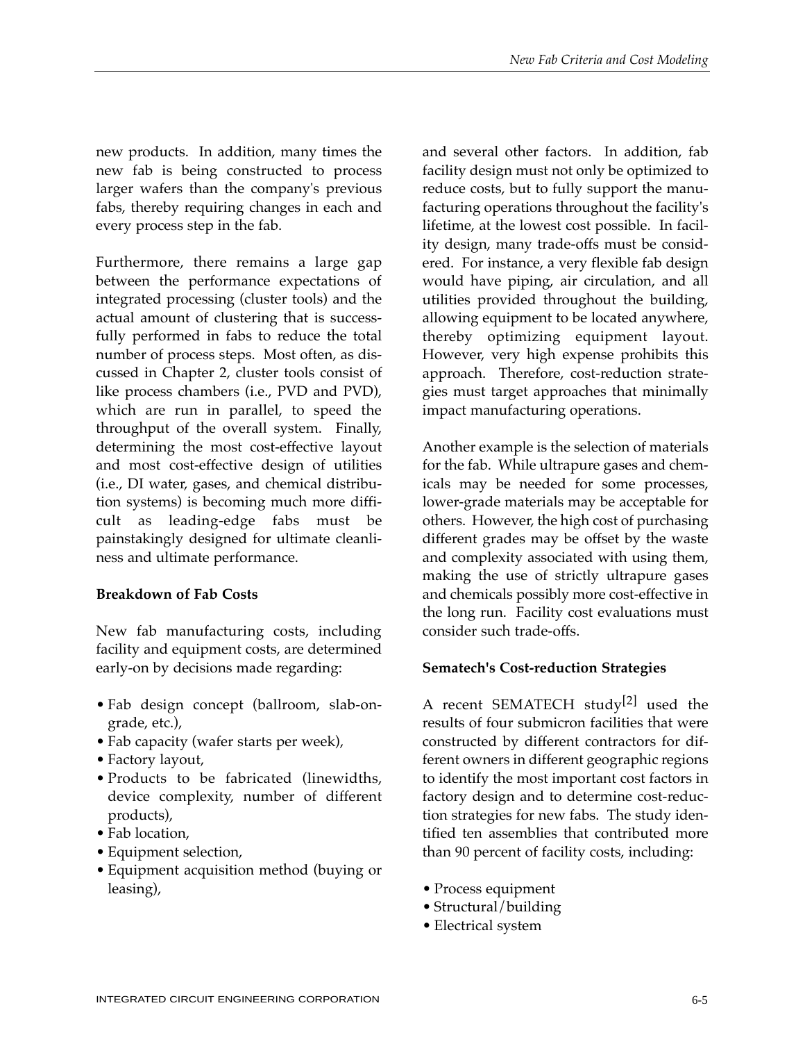new products. In addition, many times the new fab is being constructed to process larger wafers than the company's previous fabs, thereby requiring changes in each and every process step in the fab.

Furthermore, there remains a large gap between the performance expectations of integrated processing (cluster tools) and the actual amount of clustering that is successfully performed in fabs to reduce the total number of process steps. Most often, as discussed in Chapter 2, cluster tools consist of like process chambers (i.e., PVD and PVD), which are run in parallel, to speed the throughput of the overall system. Finally, determining the most cost-effective layout and most cost-effective design of utilities (i.e., DI water, gases, and chemical distribution systems) is becoming much more difficult as leading-edge fabs must be painstakingly designed for ultimate cleanliness and ultimate performance.

**Breakdown of Fab Costs**

New fab manufacturing costs, including facility and equipment costs, are determined early-on by decisions made regarding:

- Fab design concept (ballroom, slab-on-grade, etc.),
- Fab capacity (wafer starts per week),
- Factory layout,
- Products to be fabricated (linewidths, device complexity, number of different products),
- Fab location,
- Equipment selection,
- Equipment acquisition method (buying or leasing),

and several other factors. In addition, fab facility design must not only be optimized to reduce costs, but to fully support the manufacturing operations throughout the facility's lifetime, at the lowest cost possible. In facility design, many trade-offs must be considered. For instance, a very flexible fab design would have piping, air circulation, and all utilities provided throughout the building, allowing equipment to be located anywhere, thereby optimizing equipment layout. However, very high expense prohibits this approach. Therefore, cost-reduction strategies must target approaches that minimally impact manufacturing operations.

Another example is the selection of materials for the fab. While ultrapure gases and chemicals may be needed for some processes, lower-grade materials may be acceptable for others. However, the high cost of purchasing different grades may be offset by the waste and complexity associated with using them, making the use of strictly ultrapure gases and chemicals possibly more cost-effective in the long run. Facility cost evaluations must consider such trade-offs.

**Sematech's Cost-reduction Strategies**

A recent SEMATECH study[2] used the results of four submicron facilities that were constructed by different contractors for different owners in different geographic regions to identify the most important cost factors in factory design and to determine cost-reduction strategies for new fabs. The study identified ten assemblies that contributed more than 90 percent of facility costs, including:

- Process equipment
- Structural/building
- Electrical system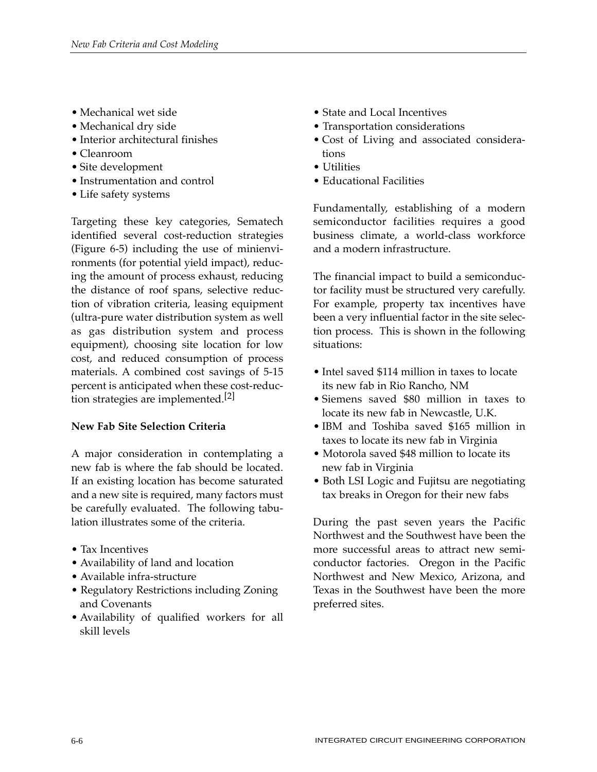- Mechanical wet side
- Mechanical dry side
- Interior architectural finishes
- Cleanroom
- Site development
- Instrumentation and control
- Life safety systems

Targeting these key categories, Sematech identified several cost-reduction strategies (Figure 6-5) including the use of minienvironments (for potential yield impact), reducing the amount of process exhaust, reducing the distance of roof spans, selective reduction of vibration criteria, leasing equipment (ultra-pure water distribution system as well as gas distribution system and process equipment), choosing site location for low cost, and reduced consumption of process materials. A combined cost savings of 5-15 percent is anticipated when these cost-reduction strategies are implemented.[2]

**New Fab Site Selection Criteria**

A major consideration in contemplating a new fab is where the fab should be located. If an existing location has become saturated and a new site is required, many factors must be carefully evaluated. The following tabulation illustrates some of the criteria.

- Tax Incentives
- Availability of land and location
- Available infra-structure
- Regulatory Restrictions including Zoning and Covenants
- Availability of qualified workers for all skill levels
- State and Local Incentives
- Transportation considerations
- Cost of Living and associated considerations
- Utilities
- Educational Facilities

Fundamentally, establishing of a modern semiconductor facilities requires a good business climate, a world-class workforce and a modern infrastructure.

The financial impact to build a semiconductor facility must be structured very carefully. For example, property tax incentives have been a very influential factor in the site selection process. This is shown in the following situations:

- Intel saved $114 million in taxes to locate its new fab in Rio Rancho, NM
- Siemens saved $80 million in taxes to locate its new fab in Newcastle, U.K.
- IBM and Toshiba saved $165 million in taxes to locate its new fab in Virginia
- Motorola saved $48 million to locate its new fab in Virginia
- Both LSI Logic and Fujitsu are negotiating tax breaks in Oregon for their new fabs

During the past seven years the Pacific Northwest and the Southwest have been the more successful areas to attract new semiconductor factories. Oregon in the Pacific Northwest and New Mexico, Arizona, and Texas in the Southwest have been the more preferred sites.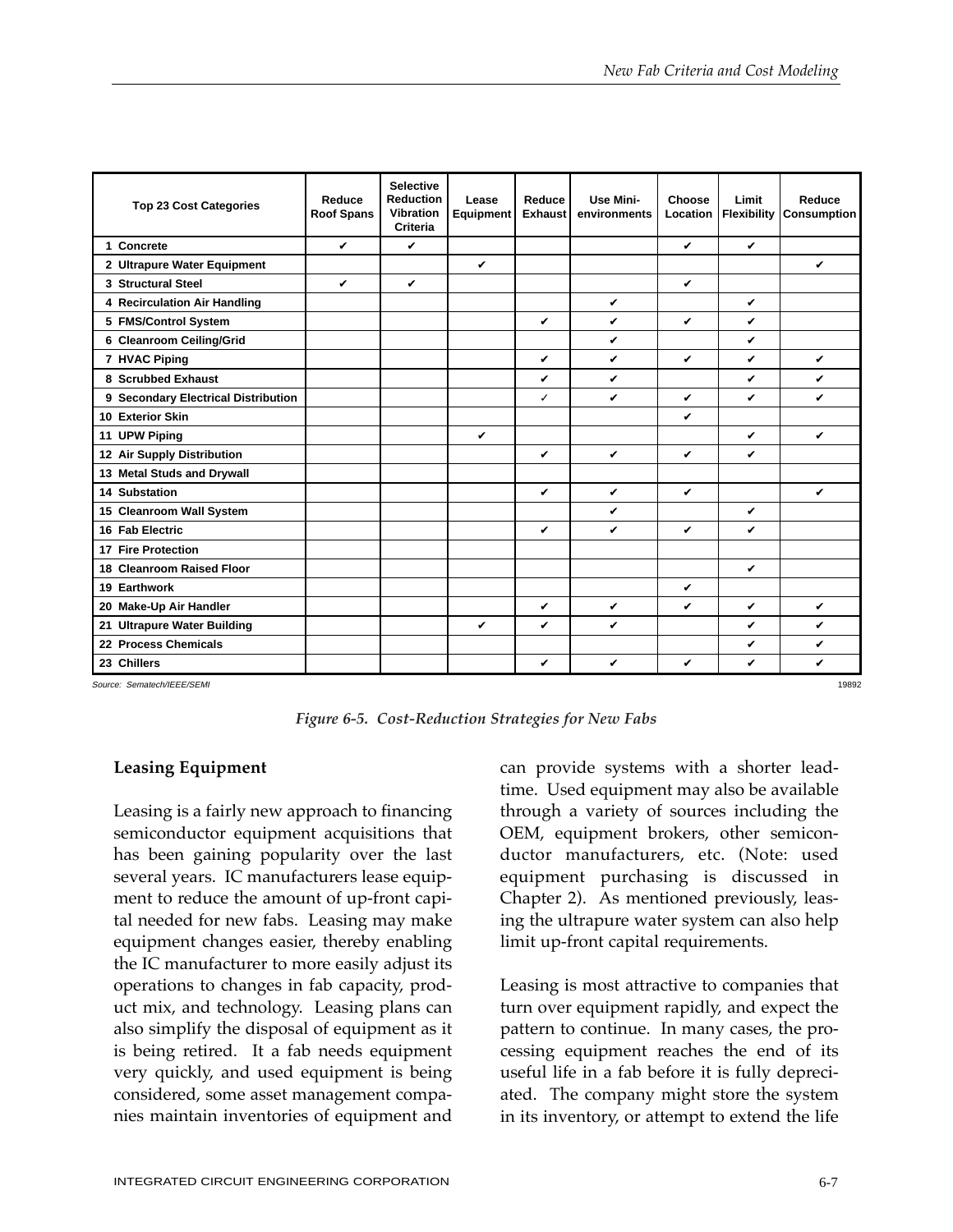| Top 23 Cost Categories | Reduce Roof Spans | Selective Reduction Vibration Criteria | Lease Equipment | Reduce Exhaust | Use Mini-environments | Choose Location | Limit Flexibility | Reduce Consumption |
|---|---|---|---|---|---|---|---|---|
| 1 Concrete | ✔ | ✔ | | | | ✔ | ✔ | |
| 2 Ultrapure Water Equipment | | | ✔ | | | | | ✔ |
| 3 Structural Steel | ✔ | ✔ | | | | ✔ | | |
| 4 Recirculation Air Handling | | | | | ✔ | | ✔ | |
| 5 FMS/Control System | | | | ✔ | ✔ | ✔ | ✔ | |
| 6 Cleanroom Ceiling/Grid | | | | | ✔ | | ✔ | |
| 7 HVAC Piping | | | | ✔ | ✔ | ✔ | ✔ | ✔ |
| 8 Scrubbed Exhaust | | | | ✔ | ✔ | | ✔ | ✔ |
| 9 Secondary Electrical Distribution | | | | ✓ | ✔ | ✔ | ✔ | ✔ |
| 10 Exterior Skin | | | | | | ✔ | | |
| 11 UPW Piping | | | ✔ | | | | ✔ | ✔ |
| 12 Air Supply Distribution | | | | ✔ | ✔ | ✔ | ✔ | |
| 13 Metal Studs and Drywall | | | | | | | | |
| 14 Substation | | | | ✔ | ✔ | ✔ | | ✔ |
| 15 Cleanroom Wall System | | | | | ✔ | | ✔ | |
| 16 Fab Electric | | | | ✔ | ✔ | ✔ | ✔ | |
| 17 Fire Protection | | | | | | | | |
| 18 Cleanroom Raised Floor | | | | | | | ✔ | |
| 19 Earthwork | | | | | | ✔ | | |
| 20 Make-Up Air Handler | | | | ✔ | ✔ | ✔ | ✔ | ✔ |
| 21 Ultrapure Water Building | | | ✔ | ✔ | ✔ | | ✔ | ✔ |
| 22 Process Chemicals | | | | | | | ✔ | ✔ |
| 23 Chillers | | | | ✔ | ✔ | ✔ | ✔ | ✔ |

Source: Sematech/IEEE/SEMI

19892

*Figure 6-5. Cost-Reduction Strategies for New Fabs*

**Leasing Equipment**

Leasing is a fairly new approach to financing semiconductor equipment acquisitions that has been gaining popularity over the last several years. IC manufacturers lease equipment to reduce the amount of up-front capital needed for new fabs. Leasing may make equipment changes easier, thereby enabling the IC manufacturer to more easily adjust its operations to changes in fab capacity, product mix, and technology. Leasing plans can also simplify the disposal of equipment as it is being retired. It a fab needs equipment very quickly, and used equipment is being considered, some asset management companies maintain inventories of equipment and can provide systems with a shorter leadtime. Used equipment may also be available through a variety of sources including the OEM, equipment brokers, other semiconductor manufacturers, etc. (Note: used equipment purchasing is discussed in Chapter 2). As mentioned previously, leasing the ultrapure water system can also help limit up-front capital requirements.

Leasing is most attractive to companies that turn over equipment rapidly, and expect the pattern to continue. In many cases, the processing equipment reaches the end of its useful life in a fab before it is fully depreciated. The company might store the system in its inventory, or attempt to extend the life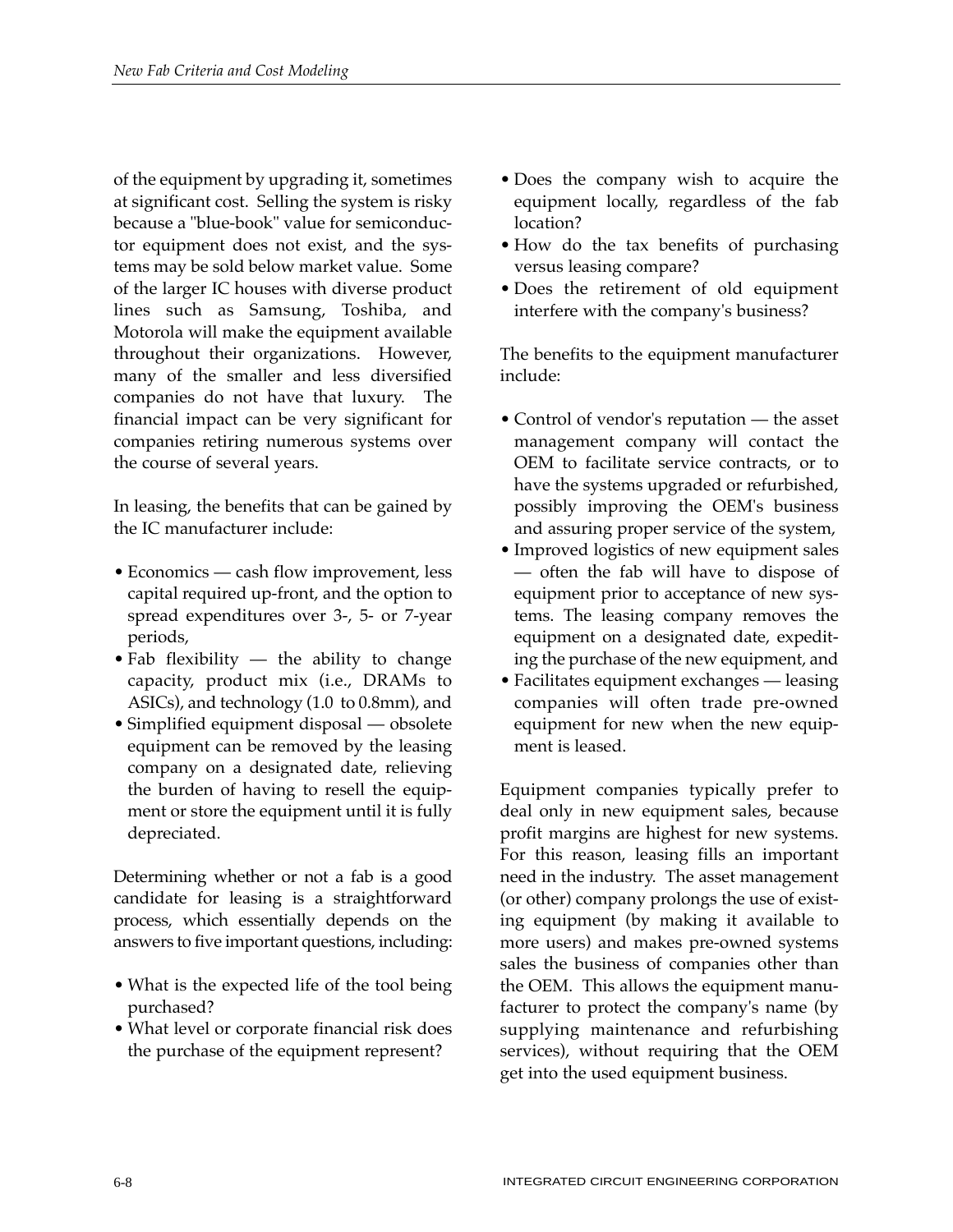of the equipment by upgrading it, sometimes at significant cost. Selling the system is risky because a "blue-book" value for semiconductor equipment does not exist, and the systems may be sold below market value. Some of the larger IC houses with diverse product lines such as Samsung, Toshiba, and Motorola will make the equipment available throughout their organizations. However, many of the smaller and less diversified companies do not have that luxury. The financial impact can be very significant for companies retiring numerous systems over the course of several years.

In leasing, the benefits that can be gained by the IC manufacturer include:

- Economics — cash flow improvement, less capital required up-front, and the option to spread expenditures over 3-, 5- or 7-year periods,
- Fab flexibility — the ability to change capacity, product mix (i.e., DRAMs to ASICs), and technology (1.0 to 0.8mm), and
- Simplified equipment disposal — obsolete equipment can be removed by the leasing company on a designated date, relieving the burden of having to resell the equipment or store the equipment until it is fully depreciated.

Determining whether or not a fab is a good candidate for leasing is a straightforward process, which essentially depends on the answers to five important questions, including:

- What is the expected life of the tool being purchased?
- What level or corporate financial risk does the purchase of the equipment represent?
- Does the company wish to acquire the equipment locally, regardless of the fab location?
- How do the tax benefits of purchasing versus leasing compare?
- Does the retirement of old equipment interfere with the company's business?

The benefits to the equipment manufacturer include:

- Control of vendor's reputation — the asset management company will contact the OEM to facilitate service contracts, or to have the systems upgraded or refurbished, possibly improving the OEM's business and assuring proper service of the system,
- Improved logistics of new equipment sales — often the fab will have to dispose of equipment prior to acceptance of new systems. The leasing company removes the equipment on a designated date, expediting the purchase of the new equipment, and
- Facilitates equipment exchanges — leasing companies will often trade pre-owned equipment for new when the new equipment is leased.

Equipment companies typically prefer to deal only in new equipment sales, because profit margins are highest for new systems. For this reason, leasing fills an important need in the industry. The asset management (or other) company prolongs the use of existing equipment (by making it available to more users) and makes pre-owned systems sales the business of companies other than the OEM. This allows the equipment manufacturer to protect the company's name (by supplying maintenance and refurbishing services), without requiring that the OEM get into the used equipment business.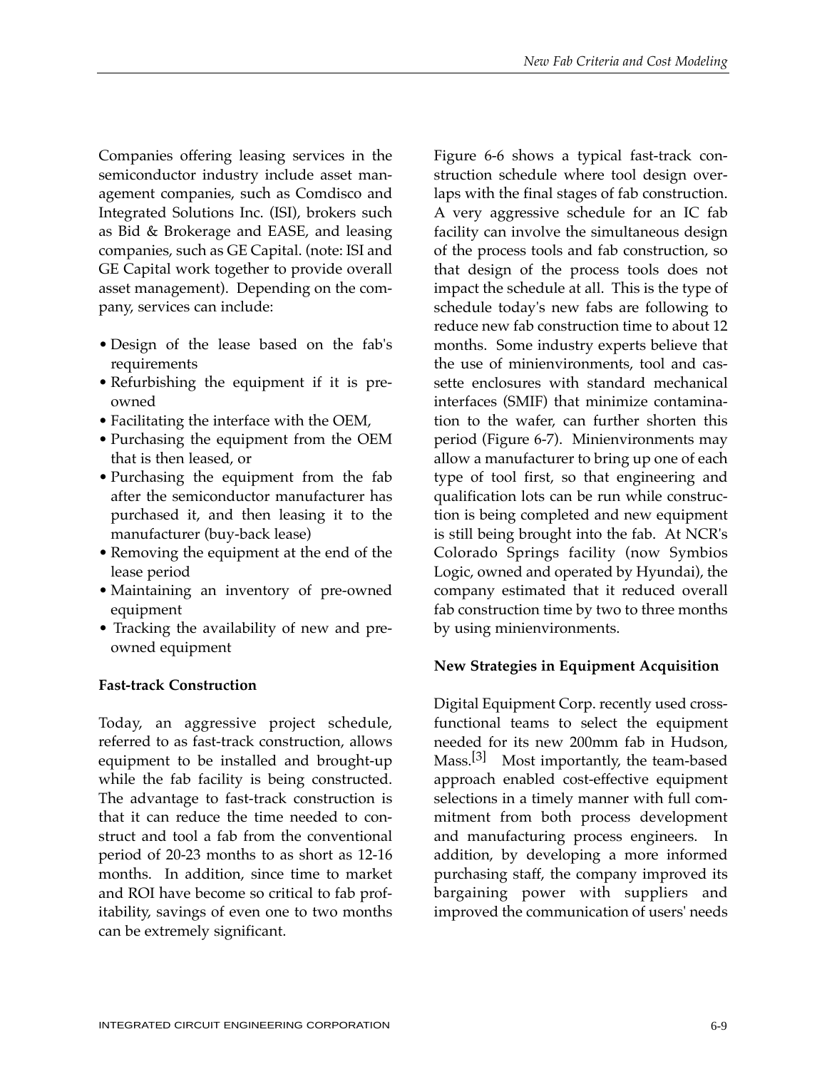Companies offering leasing services in the semiconductor industry include asset management companies, such as Comdisco and Integrated Solutions Inc. (ISI), brokers such as Bid & Brokerage and EASE, and leasing companies, such as GE Capital. (note: ISI and GE Capital work together to provide overall asset management). Depending on the company, services can include:

- Design of the lease based on the fab's requirements
- Refurbishing the equipment if it is pre-owned
- Facilitating the interface with the OEM,
- Purchasing the equipment from the OEM that is then leased, or
- Purchasing the equipment from the fab after the semiconductor manufacturer has purchased it, and then leasing it to the manufacturer (buy-back lease)
- Removing the equipment at the end of the lease period
- Maintaining an inventory of pre-owned equipment
- Tracking the availability of new and pre-owned equipment

**Fast-track Construction**

Today, an aggressive project schedule, referred to as fast-track construction, allows equipment to be installed and brought-up while the fab facility is being constructed. The advantage to fast-track construction is that it can reduce the time needed to construct and tool a fab from the conventional period of 20-23 months to as short as 12-16 months. In addition, since time to market and ROI have become so critical to fab profitability, savings of even one to two months can be extremely significant.

Figure 6-6 shows a typical fast-track construction schedule where tool design overlaps with the final stages of fab construction. A very aggressive schedule for an IC fab facility can involve the simultaneous design of the process tools and fab construction, so that design of the process tools does not impact the schedule at all. This is the type of schedule today's new fabs are following to reduce new fab construction time to about 12 months. Some industry experts believe that the use of minienvironments, tool and cassette enclosures with standard mechanical interfaces (SMIF) that minimize contamination to the wafer, can further shorten this period (Figure 6-7). Minienvironments may allow a manufacturer to bring up one of each type of tool first, so that engineering and qualification lots can be run while construction is being completed and new equipment is still being brought into the fab. At NCR's Colorado Springs facility (now Symbios Logic, owned and operated by Hyundai), the company estimated that it reduced overall fab construction time by two to three months by using minienvironments.

**New Strategies in Equipment Acquisition**

Digital Equipment Corp. recently used cross-functional teams to select the equipment needed for its new 200mm fab in Hudson, Mass.[3] Most importantly, the team-based approach enabled cost-effective equipment selections in a timely manner with full commitment from both process development and manufacturing process engineers. In addition, by developing a more informed purchasing staff, the company improved its bargaining power with suppliers and improved the communication of users' needs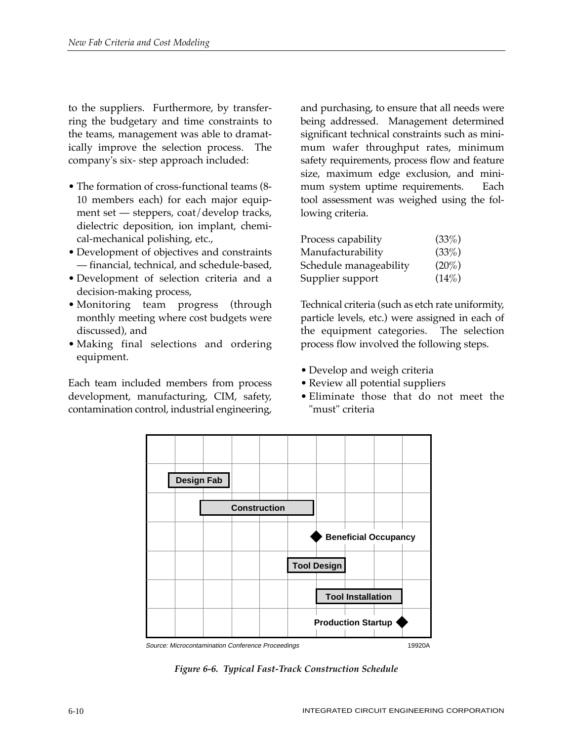to the suppliers. Furthermore, by transferring the budgetary and time constraints to the teams, management was able to dramatically improve the selection process. The company's six- step approach included:

- The formation of cross-functional teams (8-10 members each) for each major equipment set — steppers, coat/develop tracks, dielectric deposition, ion implant, chemical-mechanical polishing, etc.,
- Development of objectives and constraints — financial, technical, and schedule-based,
- Development of selection criteria and a decision-making process,
- Monitoring team progress (through monthly meeting where cost budgets were discussed), and
- Making final selections and ordering equipment.

Each team included members from process development, manufacturing, CIM, safety, contamination control, industrial engineering, and purchasing, to ensure that all needs were being addressed. Management determined significant technical constraints such as minimum wafer throughput rates, minimum safety requirements, process flow and feature size, maximum edge exclusion, and minimum system uptime requirements. Each tool assessment was weighed using the following criteria.

| | |
|---|---|
| Process capability | (33%) |
| Manufacturability | (33%) |
| Schedule manageability | (20%) |
| Supplier support | (14%) |

Technical criteria (such as etch rate uniformity, particle levels, etc.) were assigned in each of the equipment categories. The selection process flow involved the following steps.

- Develop and weigh criteria
- Review all potential suppliers
- Eliminate those that do not meet the "must" criteria

Design Fab

Construction

Beneficial Occupancy

Tool Design

Tool Installation

Production Startup

Source: Microcontamination Conference Proceedings 19920A

*Figure 6-6. Typical Fast-Track Construction Schedule*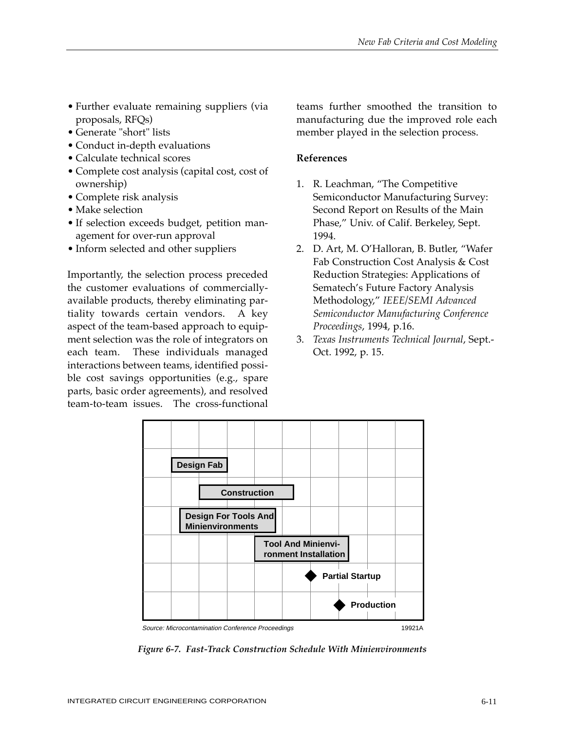- Further evaluate remaining suppliers (via proposals, RFQs)
- Generate "short" lists
- Conduct in-depth evaluations
- Calculate technical scores
- Complete cost analysis (capital cost, cost of ownership)
- Complete risk analysis
- Make selection
- If selection exceeds budget, petition management for over-run approval
- Inform selected and other suppliers

Importantly, the selection process preceded the customer evaluations of commercially-available products, thereby eliminating partiality towards certain vendors. A key aspect of the team-based approach to equipment selection was the role of integrators on each team. These individuals managed interactions between teams, identified possible cost savings opportunities (e.g., spare parts, basic order agreements), and resolved team-to-team issues. The cross-functional teams further smoothed the transition to manufacturing due the improved role each member played in the selection process.

**References**

1. R. Leachman, "The Competitive Semiconductor Manufacturing Survey: Second Report on Results of the Main Phase," Univ. of Calif. Berkeley, Sept. 1994.
2. D. Art, M. O'Halloran, B. Butler, "Wafer Fab Construction Cost Analysis & Cost Reduction Strategies: Applications of Sematech's Future Factory Analysis Methodology," *IEEE/SEMI Advanced Semiconductor Manufacturing Conference Proceedings*, 1994, p.16.
3. *Texas Instruments Technical Journal*, Sept.-Oct. 1992, p. 15.

Design Fab
Construction
Design For Tools And Minienvironments
Tool And Minienvironment Installation
Partial Startup
Production

Source: Microcontamination Conference Proceedings
19921A

*Figure 6-7. Fast-Track Construction Schedule With Minienvironments*